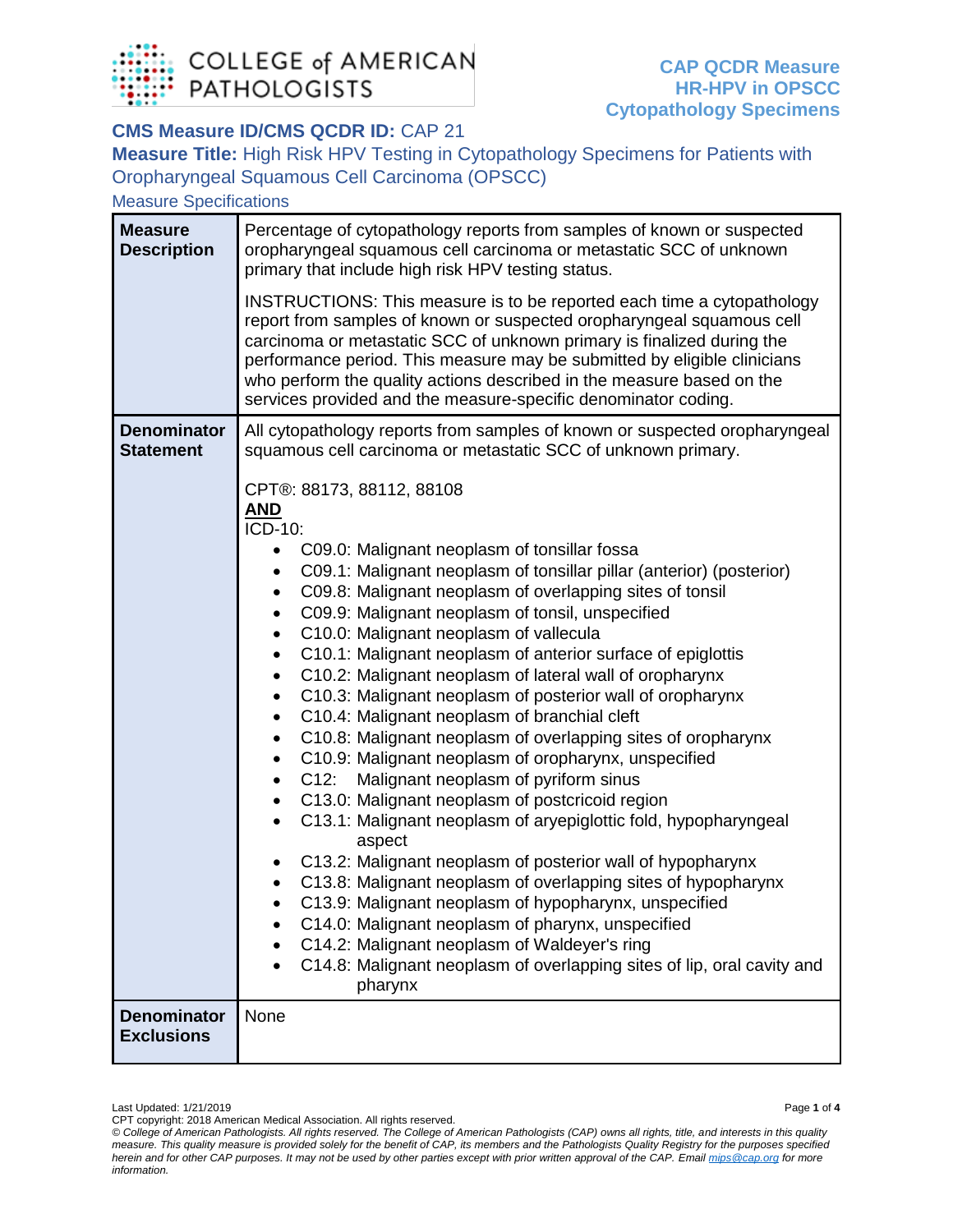# CAP QCDR Measure HR-HPV in OPSCC Cytopathology Specimens

**CMS Measure ID/CMS QCDR ID:** CAP 21

**Measure Title:** High Risk HPV Testing in Cytopathology Specimens for Patients with Oropharyngeal Squamous Cell Carcinoma (OPSCC)

## Measure Specifications

| | |
|---|---|
| **Measure Description** | Percentage of cytopathology reports from samples of known or suspected oropharyngeal squamous cell carcinoma or metastatic SCC of unknown primary that include high risk HPV testing status.<br><br>INSTRUCTIONS: This measure is to be reported each time a cytopathology report from samples of known or suspected oropharyngeal squamous cell carcinoma or metastatic SCC of unknown primary is finalized during the performance period. This measure may be submitted by eligible clinicians who perform the quality actions described in the measure based on the services provided and the measure-specific denominator coding. |
| **Denominator Statement** | All cytopathology reports from samples of known or suspected oropharyngeal squamous cell carcinoma or metastatic SCC of unknown primary.<br><br>CPT®: 88173, 88112, 88108<br>**AND**<br>ICD-10:<br>• C09.0: Malignant neoplasm of tonsillar fossa<br>• C09.1: Malignant neoplasm of tonsillar pillar (anterior) (posterior)<br>• C09.8: Malignant neoplasm of overlapping sites of tonsil<br>• C09.9: Malignant neoplasm of tonsil, unspecified<br>• C10.0: Malignant neoplasm of vallecula<br>• C10.1: Malignant neoplasm of anterior surface of epiglottis<br>• C10.2: Malignant neoplasm of lateral wall of oropharynx<br>• C10.3: Malignant neoplasm of posterior wall of oropharynx<br>• C10.4: Malignant neoplasm of branchial cleft<br>• C10.8: Malignant neoplasm of overlapping sites of oropharynx<br>• C10.9: Malignant neoplasm of oropharynx, unspecified<br>• C12: Malignant neoplasm of pyriform sinus<br>• C13.0: Malignant neoplasm of postcricoid region<br>• C13.1: Malignant neoplasm of aryepiglottic fold, hypopharyngeal aspect<br>• C13.2: Malignant neoplasm of posterior wall of hypopharynx<br>• C13.8: Malignant neoplasm of overlapping sites of hypopharynx<br>• C13.9: Malignant neoplasm of hypopharynx, unspecified<br>• C14.0: Malignant neoplasm of pharynx, unspecified<br>• C14.2: Malignant neoplasm of Waldeyer's ring<br>• C14.8: Malignant neoplasm of overlapping sites of lip, oral cavity and pharynx |
| **Denominator Exclusions** | None |

Last Updated: 1/21/2019

CPT copyright: 2018 American Medical Association. All rights reserved.

*© College of American Pathologists. All rights reserved. The College of American Pathologists (CAP) owns all rights, title, and interests in this quality measure. This quality measure is provided solely for the benefit of CAP, its members and the Pathologists Quality Registry for the purposes specified herein and for other CAP purposes. It may not be used by other parties except with prior written approval of the CAP. Email mips@cap.org for more information.*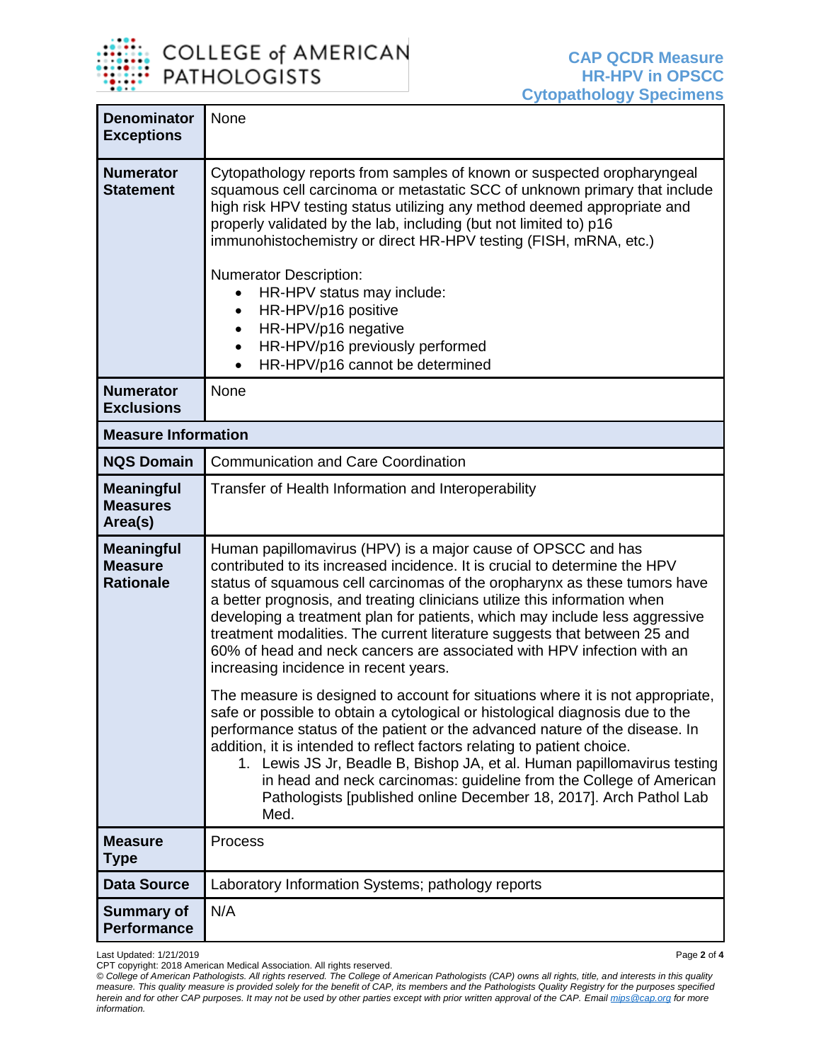| | |
|---|---|
| **Denominator Exceptions** | None |
| **Numerator Statement** | Cytopathology reports from samples of known or suspected oropharyngeal squamous cell carcinoma or metastatic SCC of unknown primary that include high risk HPV testing status utilizing any method deemed appropriate and properly validated by the lab, including (but not limited to) p16 immunohistochemistry or direct HR-HPV testing (FISH, mRNA, etc.)<br><br>Numerator Description:<br>• HR-HPV status may include:<br>• HR-HPV/p16 positive<br>• HR-HPV/p16 negative<br>• HR-HPV/p16 previously performed<br>• HR-HPV/p16 cannot be determined |
| **Numerator Exclusions** | None |
| **Measure Information** | |
| **NQS Domain** | Communication and Care Coordination |
| **Meaningful Measures Area(s)** | Transfer of Health Information and Interoperability |
| **Meaningful Measure Rationale** | Human papillomavirus (HPV) is a major cause of OPSCC and has contributed to its increased incidence. It is crucial to determine the HPV status of squamous cell carcinomas of the oropharynx as these tumors have a better prognosis, and treating clinicians utilize this information when developing a treatment plan for patients, which may include less aggressive treatment modalities. The current literature suggests that between 25 and 60% of head and neck cancers are associated with HPV infection with an increasing incidence in recent years.<br><br>The measure is designed to account for situations where it is not appropriate, safe or possible to obtain a cytological or histological diagnosis due to the performance status of the patient or the advanced nature of the disease. In addition, it is intended to reflect factors relating to patient choice.<br>1. Lewis JS Jr, Beadle B, Bishop JA, et al. Human papillomavirus testing in head and neck carcinomas: guideline from the College of American Pathologists [published online December 18, 2017]. Arch Pathol Lab Med. |
| **Measure Type** | Process |
| **Data Source** | Laboratory Information Systems; pathology reports |
| **Summary of Performance** | N/A |

Last Updated: 1/21/2019
CPT copyright: 2018 American Medical Association. All rights reserved.

*© College of American Pathologists. All rights reserved. The College of American Pathologists (CAP) owns all rights, title, and interests in this quality measure. This quality measure is provided solely for the benefit of CAP, its members and the Pathologists Quality Registry for the purposes specified herein and for other CAP purposes. It may not be used by other parties except with prior written approval of the CAP. Email mips@cap.org for more information.*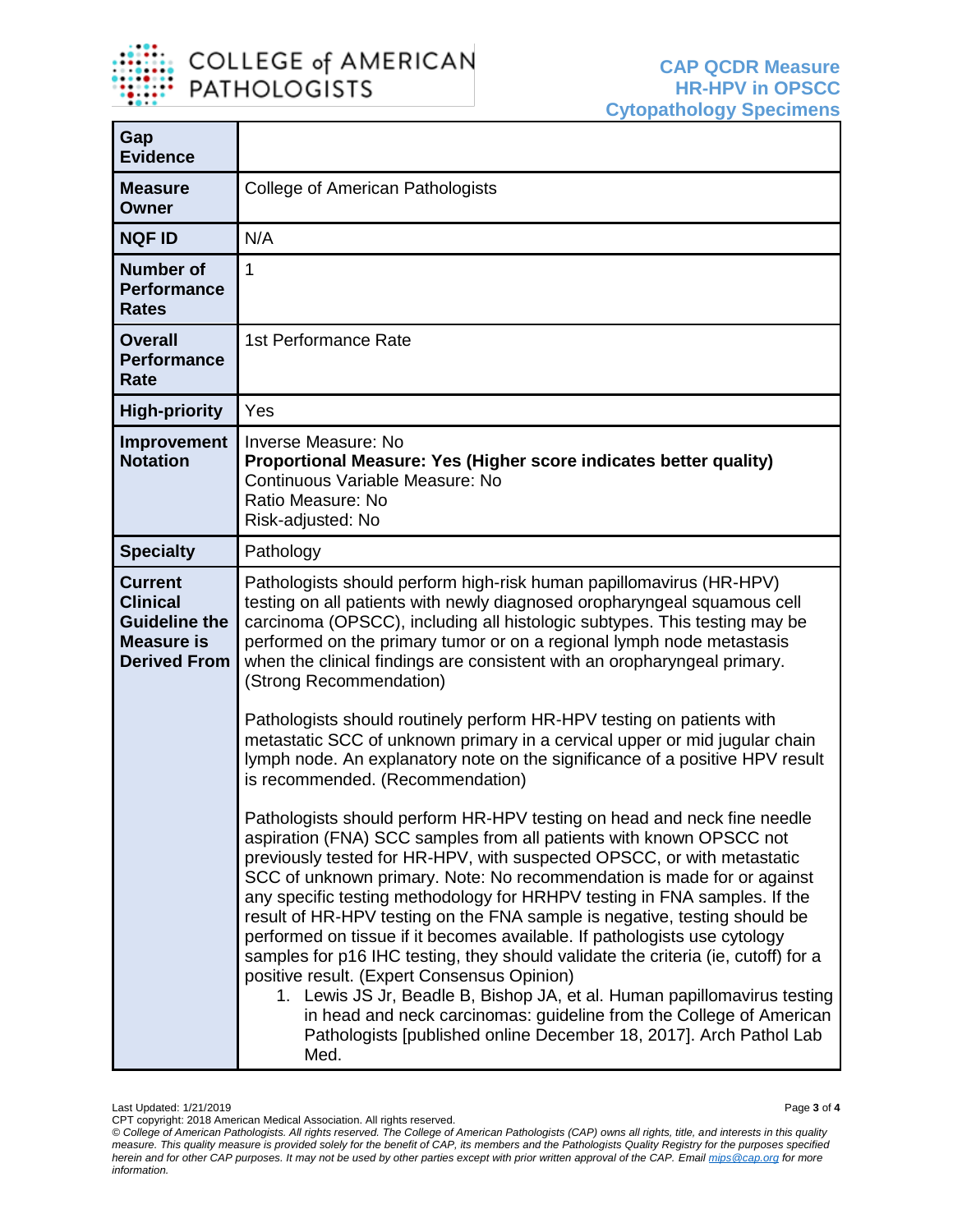| | |
|---|---|
| **Gap Evidence** | |
| **Measure Owner** | College of American Pathologists |
| **NQF ID** | N/A |
| **Number of Performance Rates** | 1 |
| **Overall Performance Rate** | 1st Performance Rate |
| **High-priority** | Yes |
| **Improvement Notation** | Inverse Measure: No<br>**Proportional Measure: Yes (Higher score indicates better quality)**<br>Continuous Variable Measure: No<br>Ratio Measure: No<br>Risk-adjusted: No |
| **Specialty** | Pathology |
| **Current Clinical Guideline the Measure is Derived From** | Pathologists should perform high-risk human papillomavirus (HR-HPV) testing on all patients with newly diagnosed oropharyngeal squamous cell carcinoma (OPSCC), including all histologic subtypes. This testing may be performed on the primary tumor or on a regional lymph node metastasis when the clinical findings are consistent with an oropharyngeal primary. (Strong Recommendation)<br><br>Pathologists should routinely perform HR-HPV testing on patients with metastatic SCC of unknown primary in a cervical upper or mid jugular chain lymph node. An explanatory note on the significance of a positive HPV result is recommended. (Recommendation)<br><br>Pathologists should perform HR-HPV testing on head and neck fine needle aspiration (FNA) SCC samples from all patients with known OPSCC not previously tested for HR-HPV, with suspected OPSCC, or with metastatic SCC of unknown primary. Note: No recommendation is made for or against any specific testing methodology for HRHPV testing in FNA samples. If the result of HR-HPV testing on the FNA sample is negative, testing should be performed on tissue if it becomes available. If pathologists use cytology samples for p16 IHC testing, they should validate the criteria (ie, cutoff) for a positive result. (Expert Consensus Opinion)<br>1. Lewis JS Jr, Beadle B, Bishop JA, et al. Human papillomavirus testing in head and neck carcinomas: guideline from the College of American Pathologists [published online December 18, 2017]. Arch Pathol Lab Med. |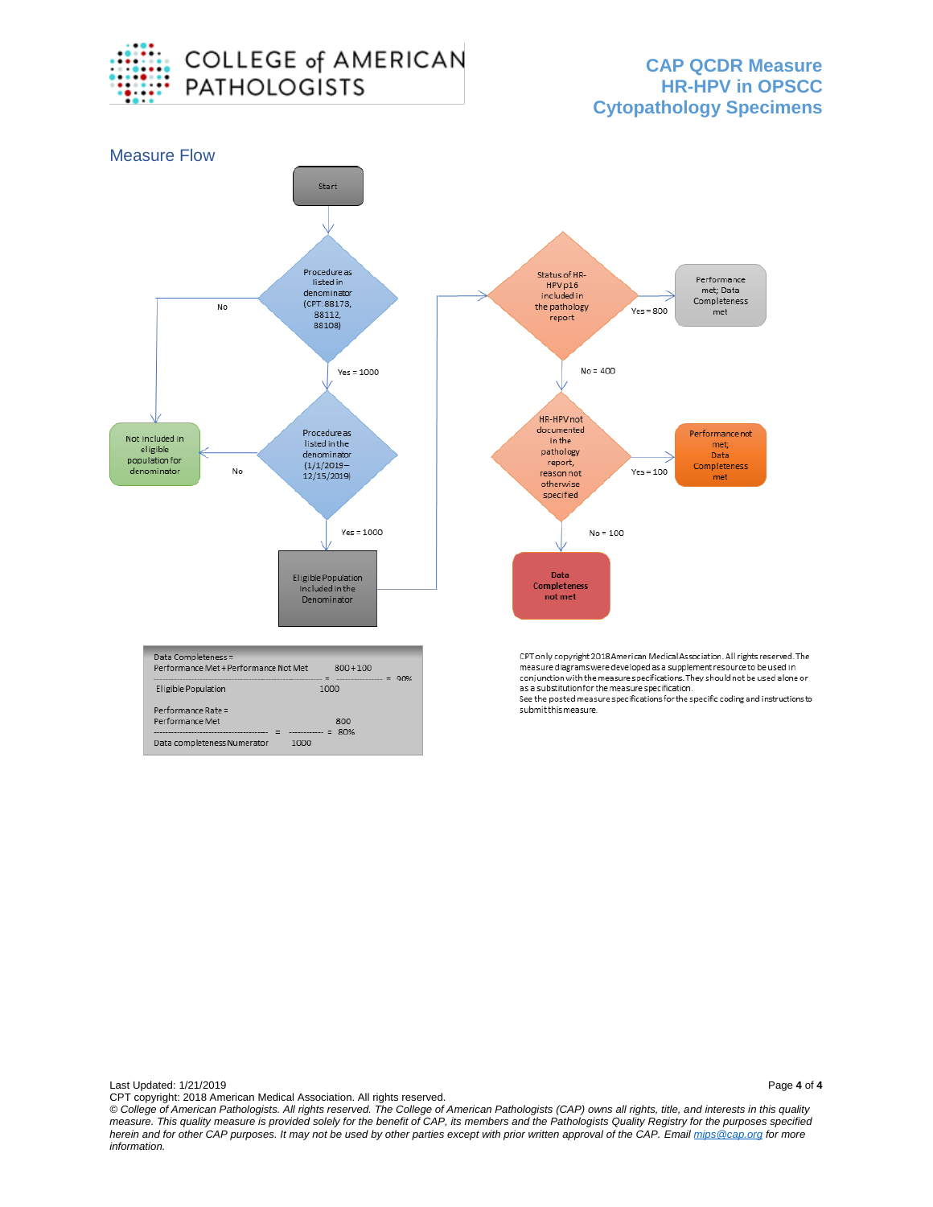# CAP QCDR Measure
# HR-HPV in OPSCC
# Cytopathology Specimens

## Measure Flow

Start

Procedure as listed in denominator (CPT: 88173, 88112, 88108)

No

Yes = 1000

Not included in eligible population for denominator

Procedure as listed in the denominator (1/1/2019 – 12/15/2019)

No

Yes = 1000

Eligible Population Included in the Denominator

Status of HR-HPV p16 included in the pathology report

Yes = 800

Performance met; Data Completeness met

No = 400

HR-HPV not documented in the pathology report, reason not otherwise specified

Yes = 100

Performance not met; Data Completeness met

No = 100

Data Completeness not met

Data Completeness =
Performance Met + Performance Not Met / Eligible Population = 800+100 / 1000 = 90%

Performance Rate =
Performance Met / Data completeness Numerator = 800 / 1000 = 80%

CPT only copyright 2018 American Medical Association. All rights reserved. The measure diagrams were developed as a supplement resource to be used in conjunction with the measure specifications. They should not be used alone or as a substitution for the measure specification.
See the posted measure specifications for the specific coding and instructions to submit this measure.

Last Updated: 1/21/2019
CPT copyright: 2018 American Medical Association. All rights reserved.
*© College of American Pathologists. All rights reserved. The College of American Pathologists (CAP) owns all rights, title, and interests in this quality measure. This quality measure is provided solely for the benefit of CAP, its members and the Pathologists Quality Registry for the purposes specified herein and for other CAP purposes. It may not be used by other parties except with prior written approval of the CAP. Email mips@cap.org for more information.*